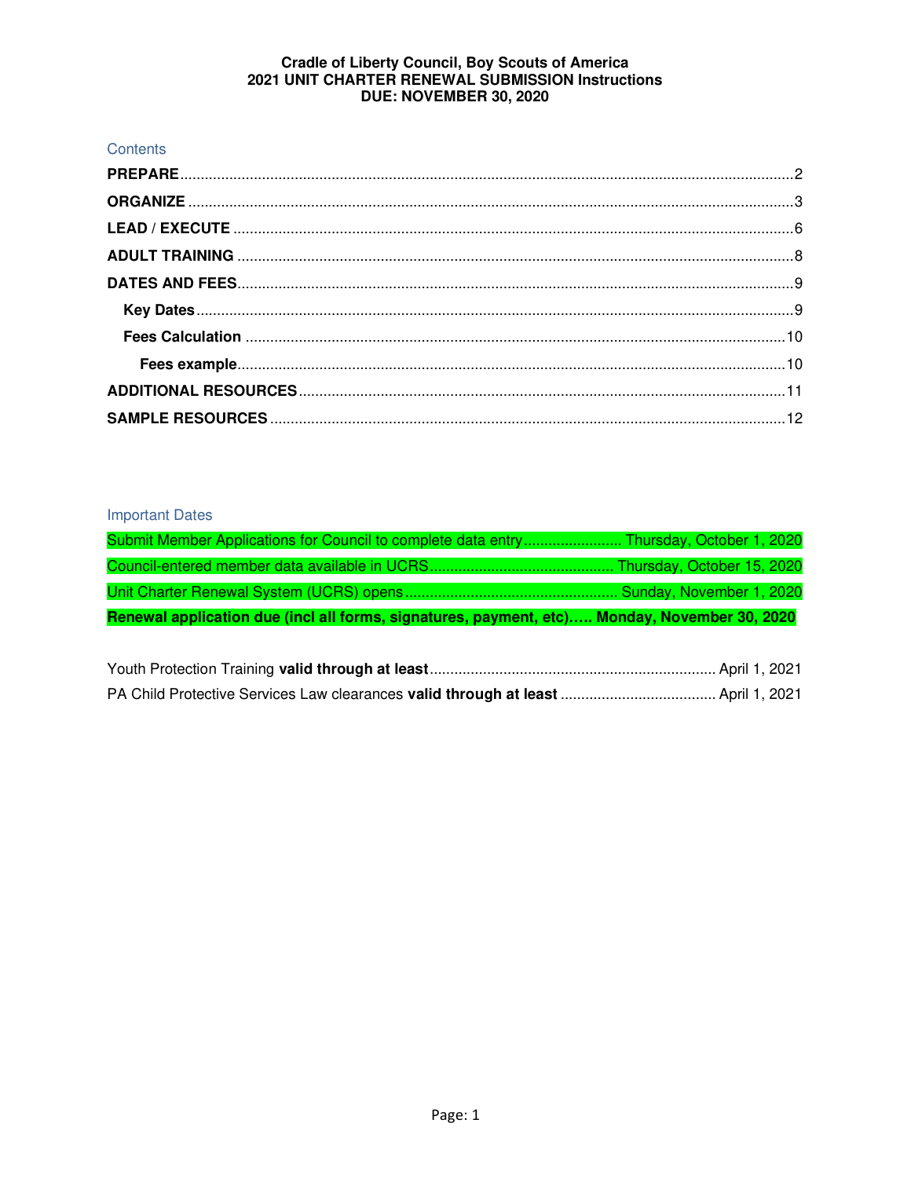# Cradle of Liberty Council, Boy Scouts of America
## 2021 UNIT CHARTER RENEWAL SUBMISSION Instructions
## DUE: NOVEMBER 30, 2020

### Contents

**PREPARE** .......... 2

**ORGANIZE** .......... 3

**LEAD / EXECUTE** .......... 6

**ADULT TRAINING** .......... 8

**DATES AND FEES** .......... 9

- **Key Dates** .......... 9
- **Fees Calculation** .......... 10
  - **Fees example** .......... 10

**ADDITIONAL RESOURCES** .......... 11

**SAMPLE RESOURCES** .......... 12

### Important Dates

Submit Member Applications for Council to complete data entry .......... Thursday, October 1, 2020

Council-entered member data available in UCRS .......... Thursday, October 15, 2020

Unit Charter Renewal System (UCRS) opens .......... Sunday, November 1, 2020

**Renewal application due (incl all forms, signatures, payment, etc)….. Monday, November 30, 2020**

Youth Protection Training **valid through at least** .......... April 1, 2021

PA Child Protective Services Law clearances **valid through at least** .......... April 1, 2021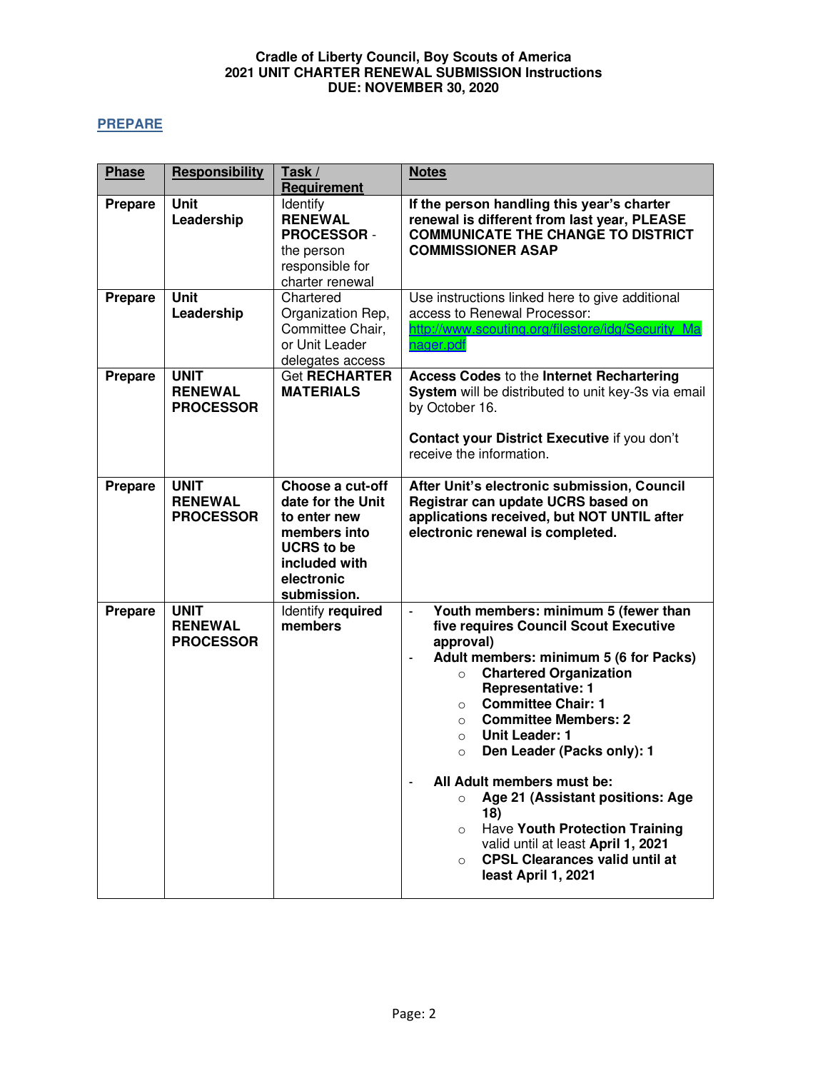**Cradle of Liberty Council, Boy Scouts of America**
**2021 UNIT CHARTER RENEWAL SUBMISSION Instructions**
**DUE: NOVEMBER 30, 2020**

## PREPARE

| Phase | Responsibility | Task / Requirement | Notes |
|---|---|---|---|
| **Prepare** | **Unit Leadership** | Identify **RENEWAL PROCESSOR** - the person responsible for charter renewal | **If the person handling this year's charter renewal is different from last year, PLEASE COMMUNICATE THE CHANGE TO DISTRICT COMMISSIONER ASAP** |
| **Prepare** | **Unit Leadership** | Chartered Organization Rep, Committee Chair, or Unit Leader delegates access | Use instructions linked here to give additional access to Renewal Processor: http://www.scouting.org/filestore/idg/Security_Manager.pdf |
| **Prepare** | **UNIT RENEWAL PROCESSOR** | Get **RECHARTER MATERIALS** | **Access Codes** to the **Internet Rechartering System** will be distributed to unit key-3s via email by October 16.<br><br>**Contact your District Executive** if you don't receive the information. |
| **Prepare** | **UNIT RENEWAL PROCESSOR** | **Choose a cut-off date for the Unit to enter new members into UCRS to be included with electronic submission.** | **After Unit's electronic submission, Council Registrar can update UCRS based on applications received, but NOT UNTIL after electronic renewal is completed.** |
| **Prepare** | **UNIT RENEWAL PROCESSOR** | Identify **required members** | - **Youth members: minimum 5 (fewer than five requires Council Scout Executive approval)**<br>- **Adult members: minimum 5 (6 for Packs)**<br>&nbsp;&nbsp;○ **Chartered Organization Representative: 1**<br>&nbsp;&nbsp;○ **Committee Chair: 1**<br>&nbsp;&nbsp;○ **Committee Members: 2**<br>&nbsp;&nbsp;○ **Unit Leader: 1**<br>&nbsp;&nbsp;○ **Den Leader (Packs only): 1**<br><br>- **All Adult members must be:**<br>&nbsp;&nbsp;○ **Age 21 (Assistant positions: Age 18)**<br>&nbsp;&nbsp;○ Have **Youth Protection Training** valid until at least **April 1, 2021**<br>&nbsp;&nbsp;○ **CPSL Clearances valid until at least April 1, 2021** |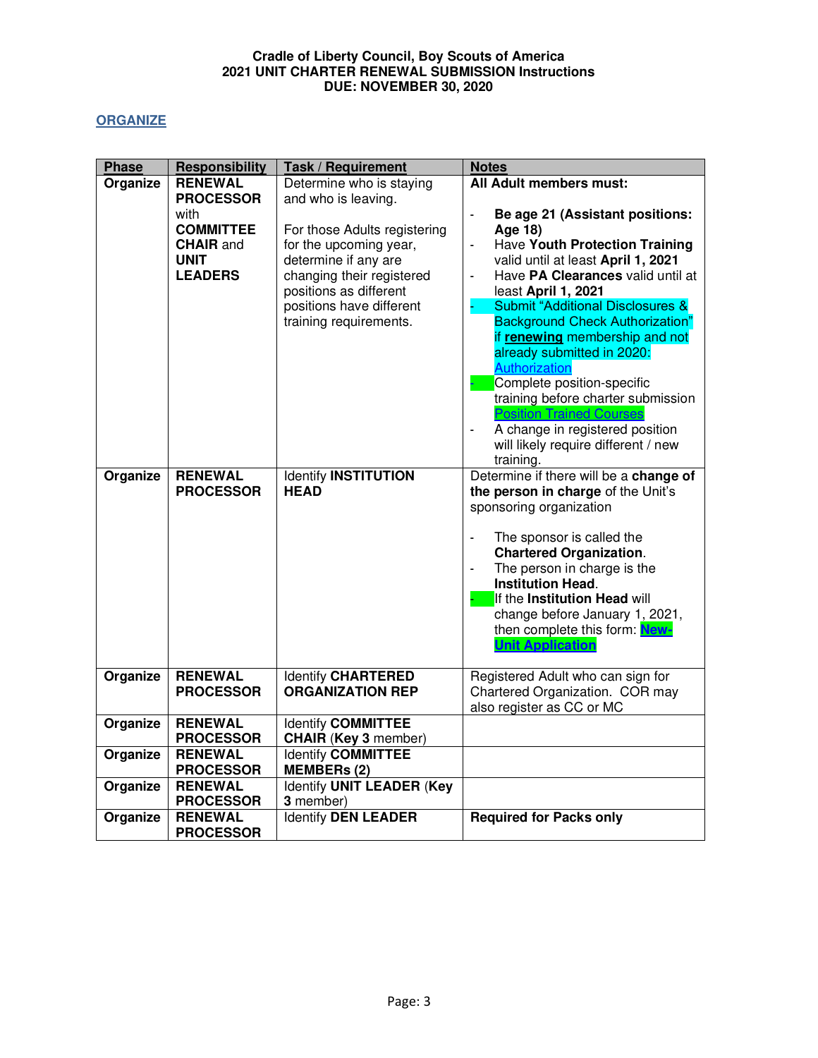**Cradle of Liberty Council, Boy Scouts of America**
**2021 UNIT CHARTER RENEWAL SUBMISSION Instructions**
**DUE: NOVEMBER 30, 2020**

## ORGANIZE

| Phase | Responsibility | Task / Requirement | Notes |
|---|---|---|---|
| **Organize** | **RENEWAL PROCESSOR** with **COMMITTEE CHAIR** and **UNIT LEADERS** | Determine who is staying and who is leaving.<br><br>For those Adults registering for the upcoming year, determine if any are changing their registered positions as different positions have different training requirements. | **All Adult members must:**<br><br>- **Be age 21 (Assistant positions: Age 18)**<br>- Have **Youth Protection Training** valid until at least **April 1, 2021**<br>- Have **PA Clearances** valid until at least **April 1, 2021**<br>- Submit "Additional Disclosures & Background Check Authorization" if **renewing** membership and not already submitted in 2020: Authorization<br>- Complete position-specific training before charter submission Position Trained Courses<br>- A change in registered position will likely require different / new training. |
| **Organize** | **RENEWAL PROCESSOR** | Identify **INSTITUTION HEAD** | Determine if there will be a **change of the person in charge** of the Unit's sponsoring organization<br><br>- The sponsor is called the **Chartered Organization**.<br>- The person in charge is the **Institution Head**.<br>- If the **Institution Head** will change before January 1, 2021, then complete this form: **New-Unit Application** |
| **Organize** | **RENEWAL PROCESSOR** | Identify **CHARTERED ORGANIZATION REP** | Registered Adult who can sign for Chartered Organization. COR may also register as CC or MC |
| **Organize** | **RENEWAL PROCESSOR** | Identify **COMMITTEE CHAIR** (**Key 3** member) | |
| **Organize** | **RENEWAL PROCESSOR** | Identify **COMMITTEE MEMBERs (2)** | |
| **Organize** | **RENEWAL PROCESSOR** | Identify **UNIT LEADER** (**Key 3** member) | |
| **Organize** | **RENEWAL PROCESSOR** | Identify **DEN LEADER** | **Required for Packs only** |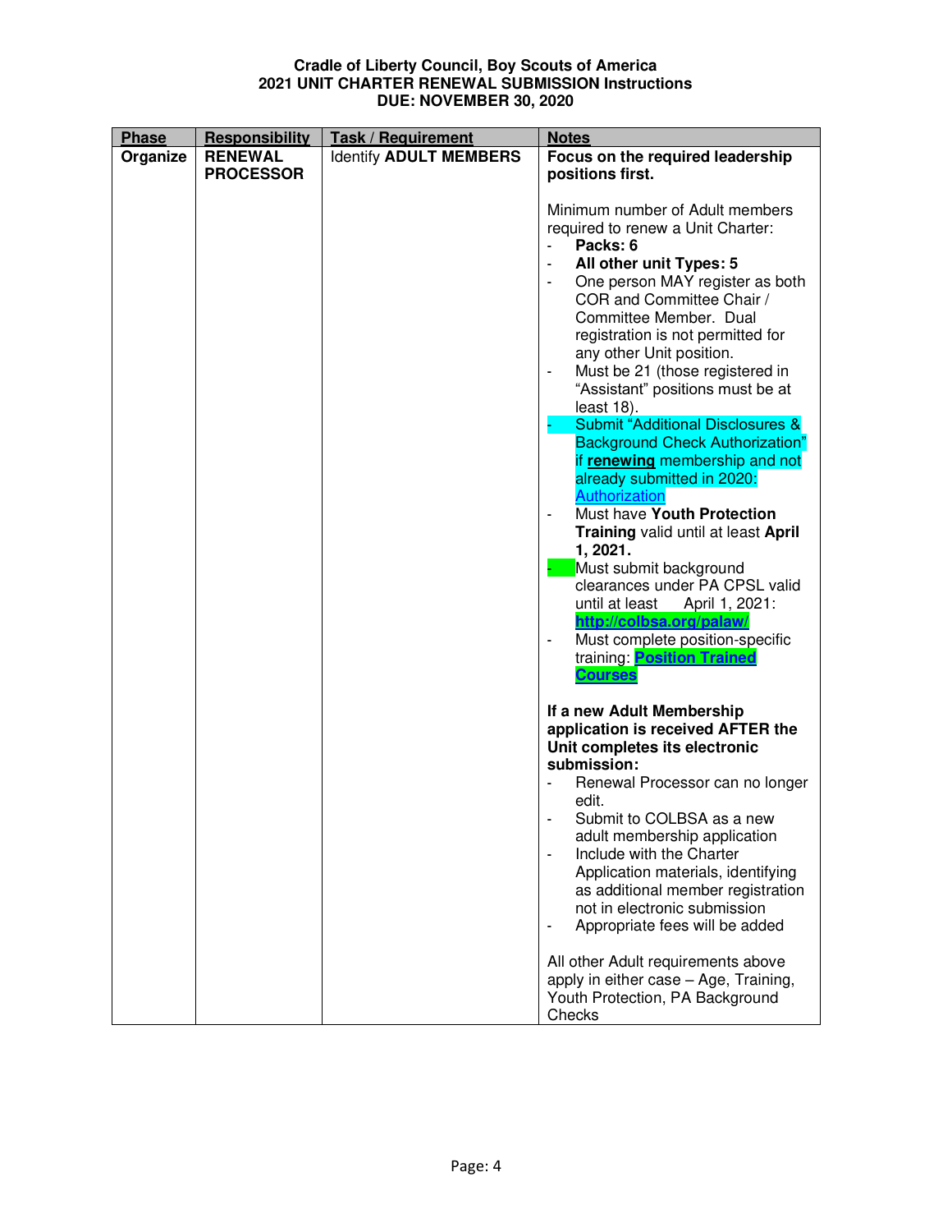**Cradle of Liberty Council, Boy Scouts of America**
**2021 UNIT CHARTER RENEWAL SUBMISSION Instructions**
**DUE: NOVEMBER 30, 2020**

| Phase | Responsibility | Task / Requirement | Notes |
|---|---|---|---|
| **Organize** | **RENEWAL PROCESSOR** | Identify **ADULT MEMBERS** | **Focus on the required leadership positions first.**<br><br>Minimum number of Adult members required to renew a Unit Charter:<br>- **Packs: 6**<br>- **All other unit Types: 5**<br>- One person MAY register as both COR and Committee Chair / Committee Member. Dual registration is not permitted for any other Unit position.<br>- Must be 21 (those registered in "Assistant" positions must be at least 18).<br>- Submit "Additional Disclosures & Background Check Authorization" if **renewing** membership and not already submitted in 2020: Authorization<br>- Must have **Youth Protection Training** valid until at least **April 1, 2021.**<br>- Must submit background clearances under PA CPSL valid until at least April 1, 2021: **http://colbsa.org/palaw/**<br>- Must complete position-specific training: **Position Trained Courses**<br><br>**If a new Adult Membership application is received AFTER the Unit completes its electronic submission:**<br>- Renewal Processor can no longer edit.<br>- Submit to COLBSA as a new adult membership application<br>- Include with the Charter Application materials, identifying as additional member registration not in electronic submission<br>- Appropriate fees will be added<br><br>All other Adult requirements above apply in either case – Age, Training, Youth Protection, PA Background Checks |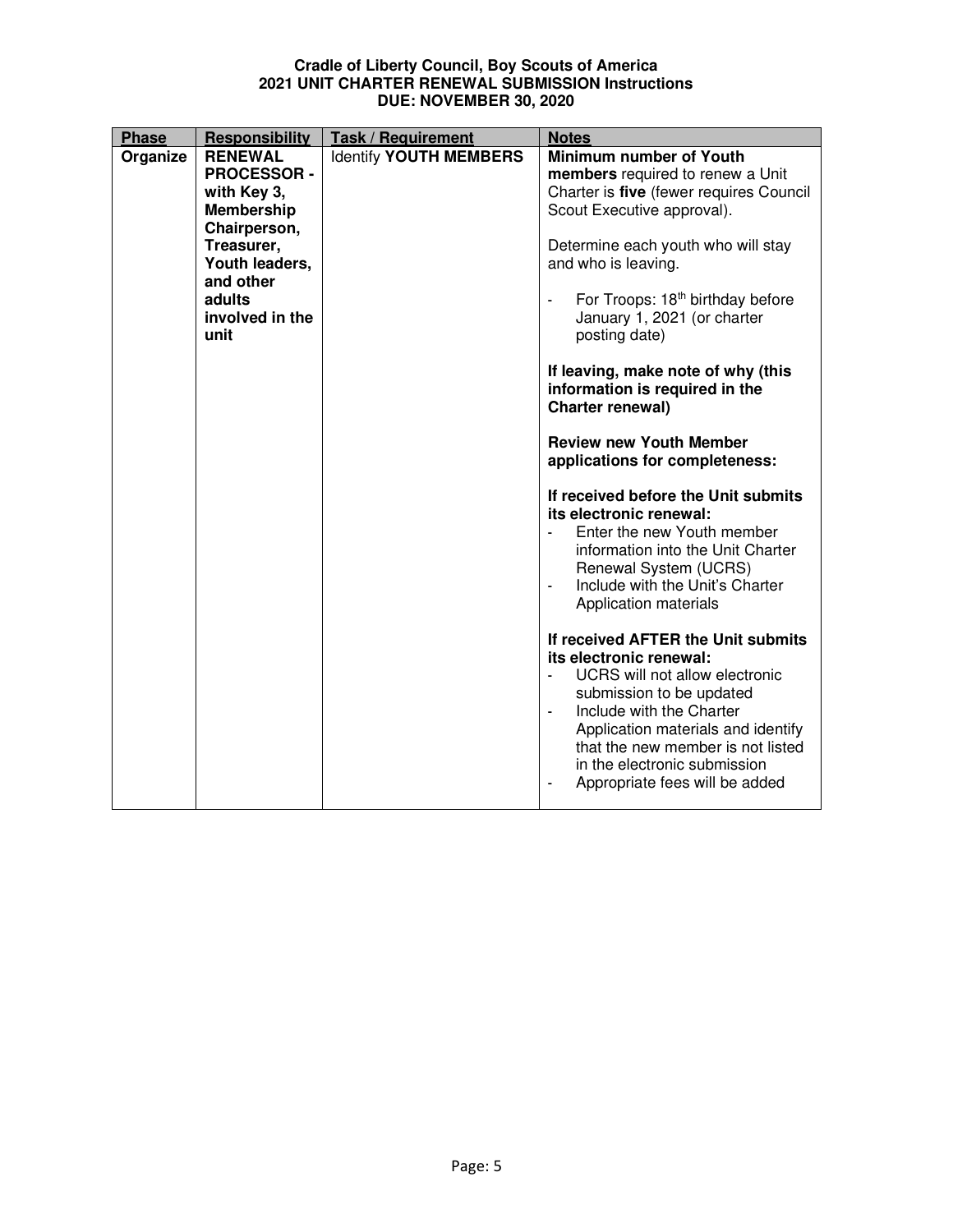**Cradle of Liberty Council, Boy Scouts of America**
**2021 UNIT CHARTER RENEWAL SUBMISSION Instructions**
**DUE: NOVEMBER 30, 2020**

| Phase | Responsibility | Task / Requirement | Notes |
|---|---|---|---|
| **Organize** | **RENEWAL PROCESSOR - with Key 3, Membership Chairperson, Treasurer, Youth leaders, and other adults involved in the unit** | Identify **YOUTH MEMBERS** | **Minimum number of Youth members** required to renew a Unit Charter is **five** (fewer requires Council Scout Executive approval).<br><br>Determine each youth who will stay and who is leaving.<br><br>- For Troops: 18th birthday before January 1, 2021 (or charter posting date)<br><br>**If leaving, make note of why (this information is required in the Charter renewal)**<br><br>**Review new Youth Member applications for completeness:**<br><br>**If received before the Unit submits its electronic renewal:**<br>- Enter the new Youth member information into the Unit Charter Renewal System (UCRS)<br>- Include with the Unit's Charter Application materials<br><br>**If received AFTER the Unit submits its electronic renewal:**<br>- UCRS will not allow electronic submission to be updated<br>- Include with the Charter Application materials and identify that the new member is not listed in the electronic submission<br>- Appropriate fees will be added |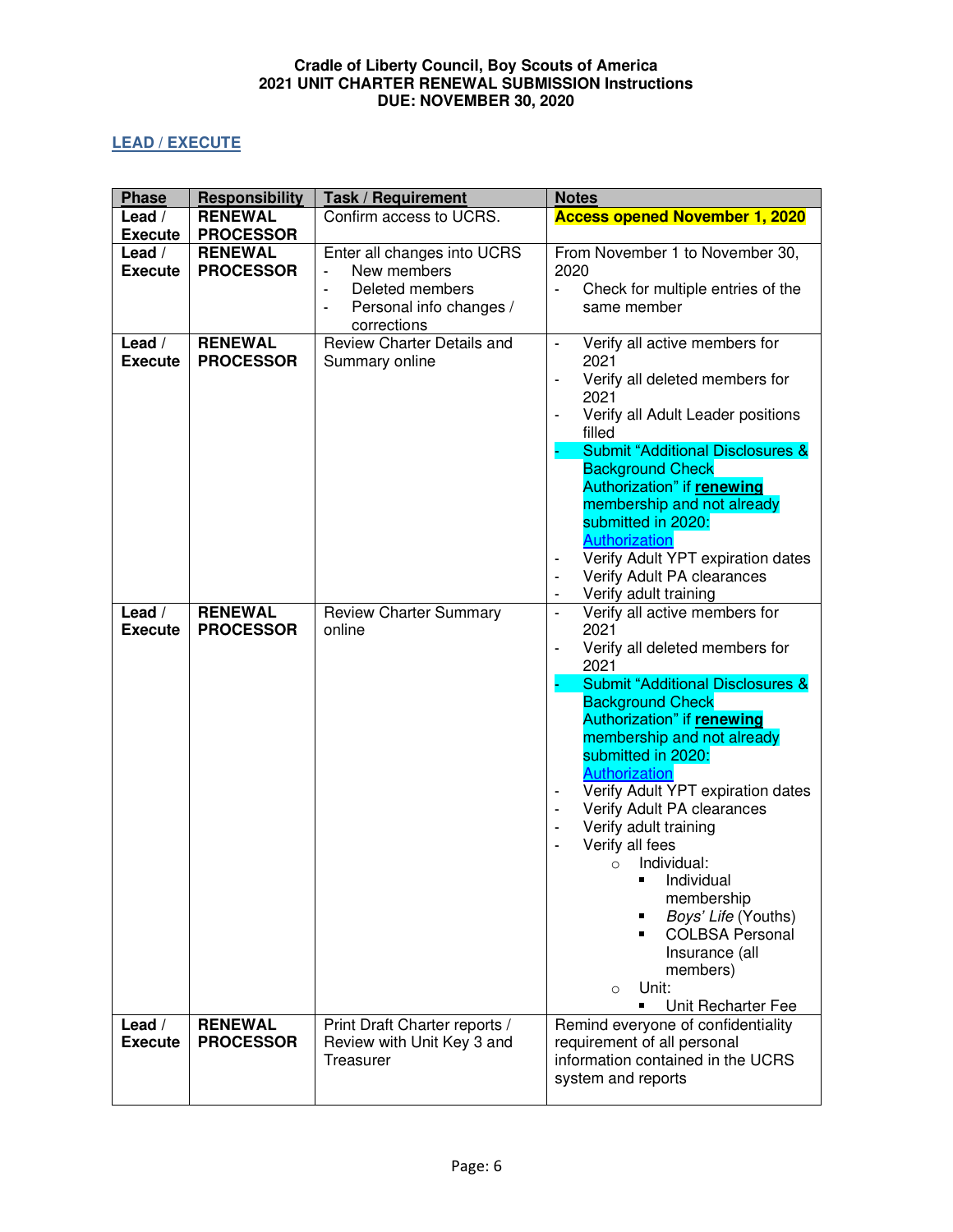**Cradle of Liberty Council, Boy Scouts of America**
**2021 UNIT CHARTER RENEWAL SUBMISSION Instructions**
**DUE: NOVEMBER 30, 2020**

## LEAD / EXECUTE

| Phase | Responsibility | Task / Requirement | Notes |
|---|---|---|---|
| **Lead / Execute** | **RENEWAL PROCESSOR** | Confirm access to UCRS. | **Access opened November 1, 2020** |
| **Lead / Execute** | **RENEWAL PROCESSOR** | Enter all changes into UCRS<br>- New members<br>- Deleted members<br>- Personal info changes / corrections | From November 1 to November 30, 2020<br>- Check for multiple entries of the same member |
| **Lead / Execute** | **RENEWAL PROCESSOR** | Review Charter Details and Summary online | - Verify all active members for 2021<br>- Verify all deleted members for 2021<br>- Verify all Adult Leader positions filled<br>- Submit "Additional Disclosures & Background Check Authorization" if **renewing** membership and not already submitted in 2020: Authorization<br>- Verify Adult YPT expiration dates<br>- Verify Adult PA clearances<br>- Verify adult training |
| **Lead / Execute** | **RENEWAL PROCESSOR** | Review Charter Summary online | - Verify all active members for 2021<br>- Verify all deleted members for 2021<br>- Submit "Additional Disclosures & Background Check Authorization" if **renewing** membership and not already submitted in 2020: Authorization<br>- Verify Adult YPT expiration dates<br>- Verify Adult PA clearances<br>- Verify adult training<br>- Verify all fees<br>&nbsp;&nbsp;○ Individual:<br>&nbsp;&nbsp;&nbsp;&nbsp;▪ Individual membership<br>&nbsp;&nbsp;&nbsp;&nbsp;▪ *Boys' Life* (Youths)<br>&nbsp;&nbsp;&nbsp;&nbsp;▪ COLBSA Personal Insurance (all members)<br>&nbsp;&nbsp;○ Unit:<br>&nbsp;&nbsp;&nbsp;&nbsp;▪ Unit Recharter Fee |
| **Lead / Execute** | **RENEWAL PROCESSOR** | Print Draft Charter reports / Review with Unit Key 3 and Treasurer | Remind everyone of confidentiality requirement of all personal information contained in the UCRS system and reports |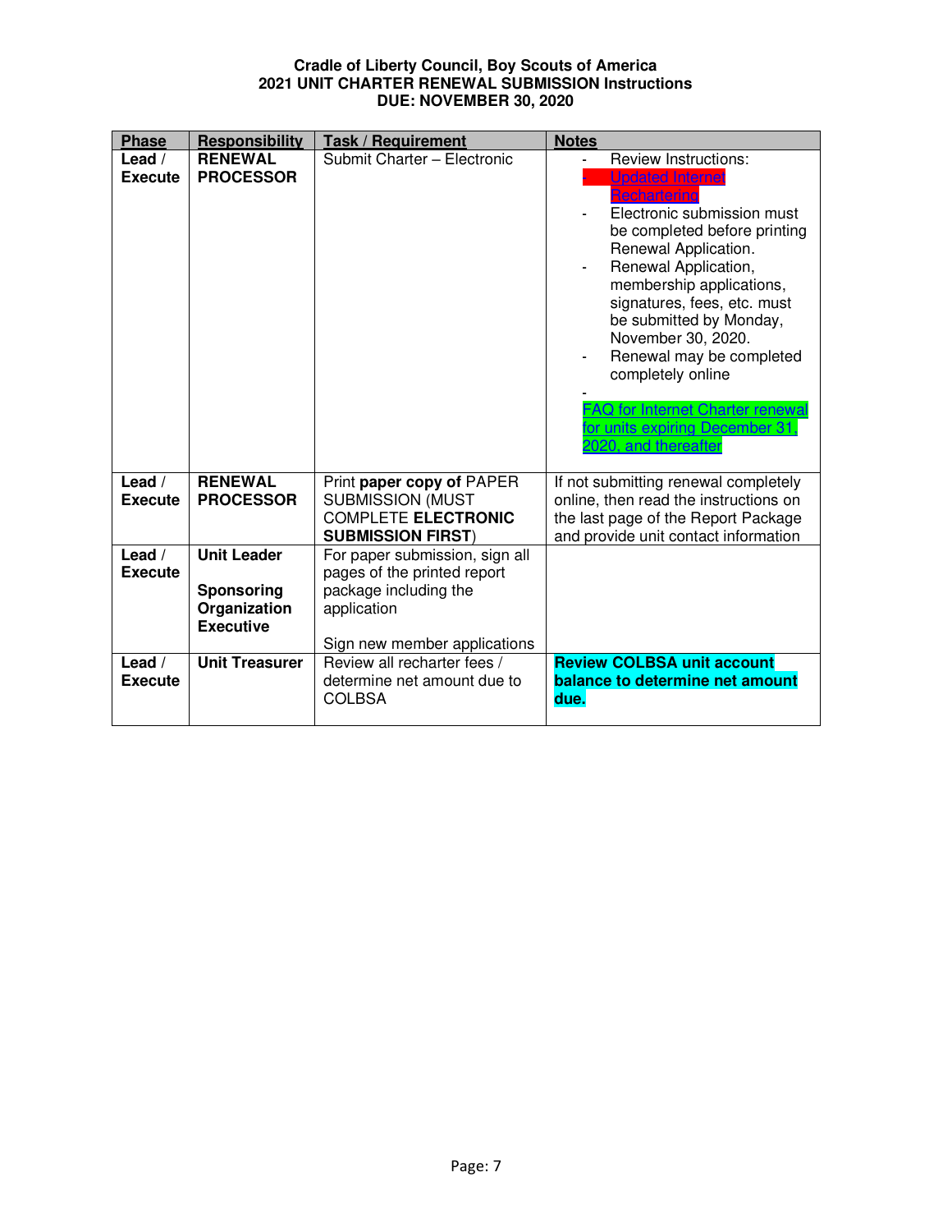**Cradle of Liberty Council, Boy Scouts of America**
**2021 UNIT CHARTER RENEWAL SUBMISSION Instructions**
**DUE: NOVEMBER 30, 2020**

| Phase | Responsibility | Task / Requirement | Notes |
|---|---|---|---|
| **Lead** / **Execute** | **RENEWAL PROCESSOR** | Submit Charter – Electronic | - Review Instructions: - Updated Internet Rechartering<br>- Electronic submission must be completed before printing Renewal Application.<br>- Renewal Application, membership applications, signatures, fees, etc. must be submitted by Monday, November 30, 2020.<br>- Renewal may be completed completely online<br>- FAQ for Internet Charter renewal for units expiring December 31, 2020, and thereafter |
| **Lead** / **Execute** | **RENEWAL PROCESSOR** | Print **paper copy of** PAPER SUBMISSION (MUST COMPLETE **ELECTRONIC SUBMISSION FIRST**) | If not submitting renewal completely online, then read the instructions on the last page of the Report Package and provide unit contact information |
| **Lead** / **Execute** | **Unit Leader**<br><br>**Sponsoring Organization Executive** | For paper submission, sign all pages of the printed report package including the application<br><br>Sign new member applications | |
| **Lead** / **Execute** | **Unit Treasurer** | Review all recharter fees / determine net amount due to COLBSA | **Review COLBSA unit account balance to determine net amount due.** |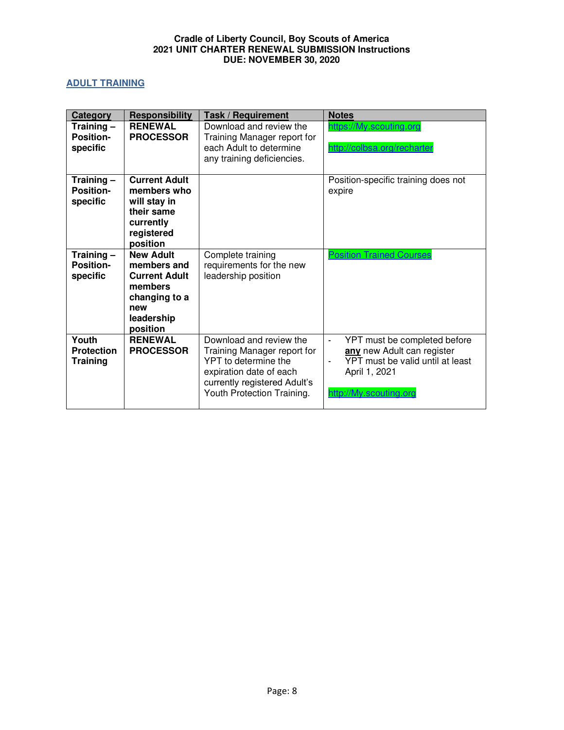**Cradle of Liberty Council, Boy Scouts of America**
**2021 UNIT CHARTER RENEWAL SUBMISSION Instructions**
**DUE: NOVEMBER 30, 2020**

## ADULT TRAINING

| Category | Responsibility | Task / Requirement | Notes |
|---|---|---|---|
| **Training – Position-specific** | **RENEWAL PROCESSOR** | Download and review the Training Manager report for each Adult to determine any training deficiencies. | https://My.scouting.org<br><br>http://colbsa.org/recharter |
| **Training – Position-specific** | **Current Adult members who will stay in their same currently registered position** | | Position-specific training does not expire |
| **Training – Position-specific** | **New Adult members and Current Adult members changing to a new leadership position** | Complete training requirements for the new leadership position | Position Trained Courses |
| **Youth Protection Training** | **RENEWAL PROCESSOR** | Download and review the Training Manager report for YPT to determine the expiration date of each currently registered Adult's Youth Protection Training. | - YPT must be completed before **any** new Adult can register<br>- YPT must be valid until at least April 1, 2021<br><br>http://My.scouting.org |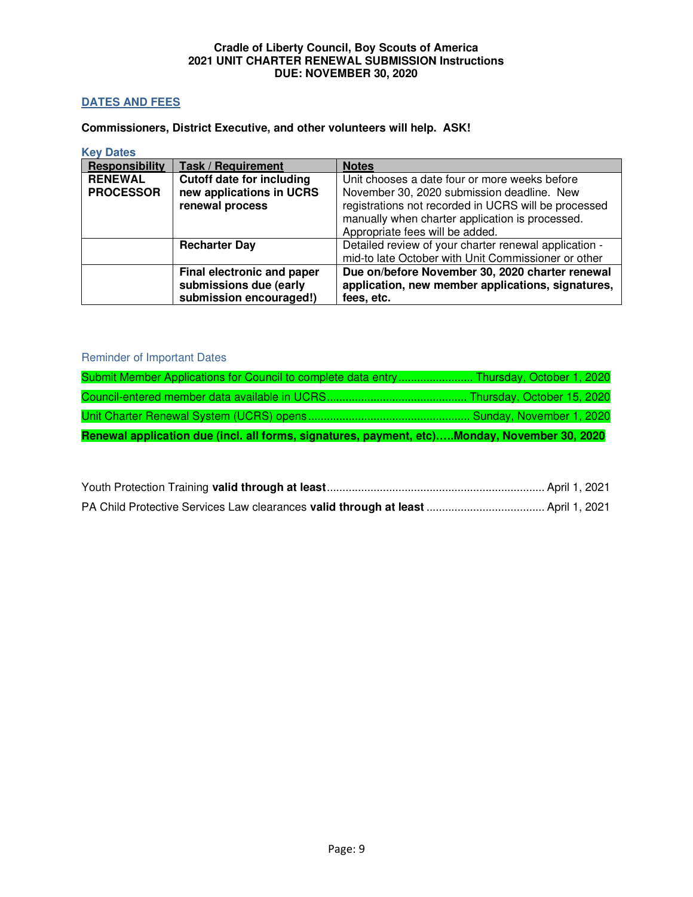**Cradle of Liberty Council, Boy Scouts of America**
**2021 UNIT CHARTER RENEWAL SUBMISSION Instructions**
**DUE: NOVEMBER 30, 2020**

## DATES AND FEES

**Commissioners, District Executive, and other volunteers will help. ASK!**

### Key Dates

| Responsibility | Task / Requirement | Notes |
|---|---|---|
| **RENEWAL PROCESSOR** | **Cutoff date for including new applications in UCRS renewal process** | Unit chooses a date four or more weeks before November 30, 2020 submission deadline. New registrations not recorded in UCRS will be processed manually when charter application is processed. Appropriate fees will be added. |
| | **Recharter Day** | Detailed review of your charter renewal application - mid-to late October with Unit Commissioner or other |
| | **Final electronic and paper submissions due (early submission encouraged!)** | **Due on/before November 30, 2020 charter renewal application, new member applications, signatures, fees, etc.** |

### Reminder of Important Dates

Submit Member Applications for Council to complete data entry........................ Thursday, October 1, 2020

Council-entered member data available in UCRS............................................. Thursday, October 15, 2020

Unit Charter Renewal System (UCRS) opens.................................................... Sunday, November 1, 2020

**Renewal application due (incl. all forms, signatures, payment, etc)…..Monday, November 30, 2020**

Youth Protection Training **valid through at least**..................................................................... April 1, 2021

PA Child Protective Services Law clearances **valid through at least** ..................................... April 1, 2021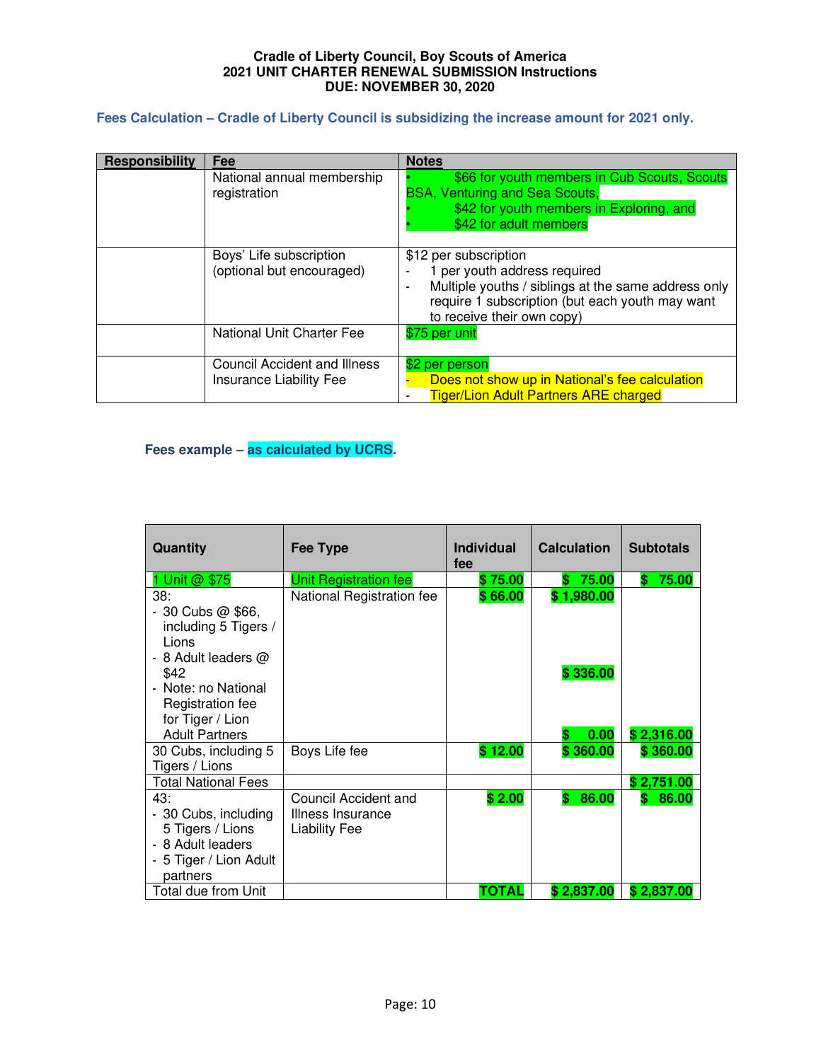**Cradle of Liberty Council, Boy Scouts of America**
**2021 UNIT CHARTER RENEWAL SUBMISSION Instructions**
**DUE: NOVEMBER 30, 2020**

### Fees Calculation – Cradle of Liberty Council is subsidizing the increase amount for 2021 only.

| Responsibility | Fee | Notes |
|---|---|---|
| | National annual membership registration | • $66 for youth members in Cub Scouts, Scouts BSA, Venturing and Sea Scouts,<br>• $42 for youth members in Exploring, and<br>• $42 for adult members |
| | Boys' Life subscription (optional but encouraged) | $12 per subscription<br>- 1 per youth address required<br>- Multiple youths / siblings at the same address only require 1 subscription (but each youth may want to receive their own copy) |
| | National Unit Charter Fee | $75 per unit |
| | Council Accident and Illness Insurance Liability Fee | $2 per person<br>- Does not show up in National's fee calculation<br>- Tiger/Lion Adult Partners ARE charged |

### Fees example – as calculated by UCRS.

| Quantity | Fee Type | Individual fee | Calculation | Subtotals |
|---|---|---|---|---|
| 1 Unit @ $75 | Unit Registration fee | $ 75.00 | $ 75.00 | $ 75.00 |
| 38:<br>- 30 Cubs @ $66, including 5 Tigers / Lions<br>- 8 Adult leaders @ $42<br>- Note: no National Registration fee for Tiger / Lion Adult Partners | National Registration fee | $ 66.00 | $ 1,980.00<br><br>$ 336.00<br><br>$ 0.00 | $ 2,316.00 |
| 30 Cubs, including 5 Tigers / Lions | Boys Life fee | $ 12.00 | $ 360.00 | $ 360.00 |
| Total National Fees | | | | $ 2,751.00 |
| 43:<br>- 30 Cubs, including 5 Tigers / Lions<br>- 8 Adult leaders<br>- 5 Tiger / Lion Adult partners | Council Accident and Illness Insurance Liability Fee | $ 2.00 | $ 86.00 | $ 86.00 |
| Total due from Unit | | TOTAL | $ 2,837.00 | $ 2,837.00 |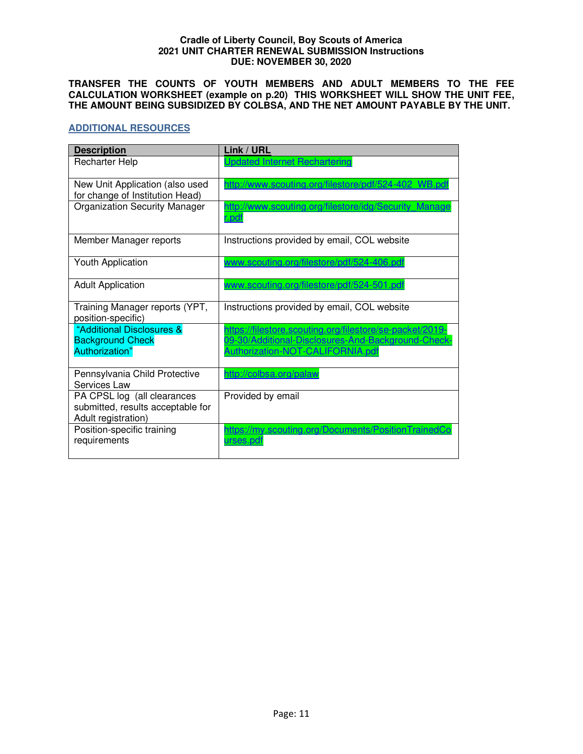**TRANSFER THE COUNTS OF YOUTH MEMBERS AND ADULT MEMBERS TO THE FEE CALCULATION WORKSHEET (example on p.20) THIS WORKSHEET WILL SHOW THE UNIT FEE, THE AMOUNT BEING SUBSIDIZED BY COLBSA, AND THE NET AMOUNT PAYABLE BY THE UNIT.**

## ADDITIONAL RESOURCES

| Description | Link / URL |
|---|---|
| Recharter Help | Updated Internet Rechartering |
| New Unit Application (also used for change of Institution Head) | http://www.scouting.org/filestore/pdf/524-402_WB.pdf |
| Organization Security Manager | http://www.scouting.org/filestore/idg/Security_Manager.pdf |
| Member Manager reports | Instructions provided by email, COL website |
| Youth Application | www.scouting.org/filestore/pdf/524-406.pdf |
| Adult Application | www.scouting.org/filestore/pdf/524-501.pdf |
| Training Manager reports (YPT, position-specific) | Instructions provided by email, COL website |
| "Additional Disclosures & Background Check Authorization" | https://filestore.scouting.org/filestore/se-packet/2019-09-30/Additional-Disclosures-And-Background-Check-Authorization-NOT-CALIFORNIA.pdf |
| Pennsylvania Child Protective Services Law | http://colbsa.org/palaw |
| PA CPSL log (all clearances submitted, results acceptable for Adult registration) | Provided by email |
| Position-specific training requirements | https://my.scouting.org/Documents/PositionTrainedCourses.pdf |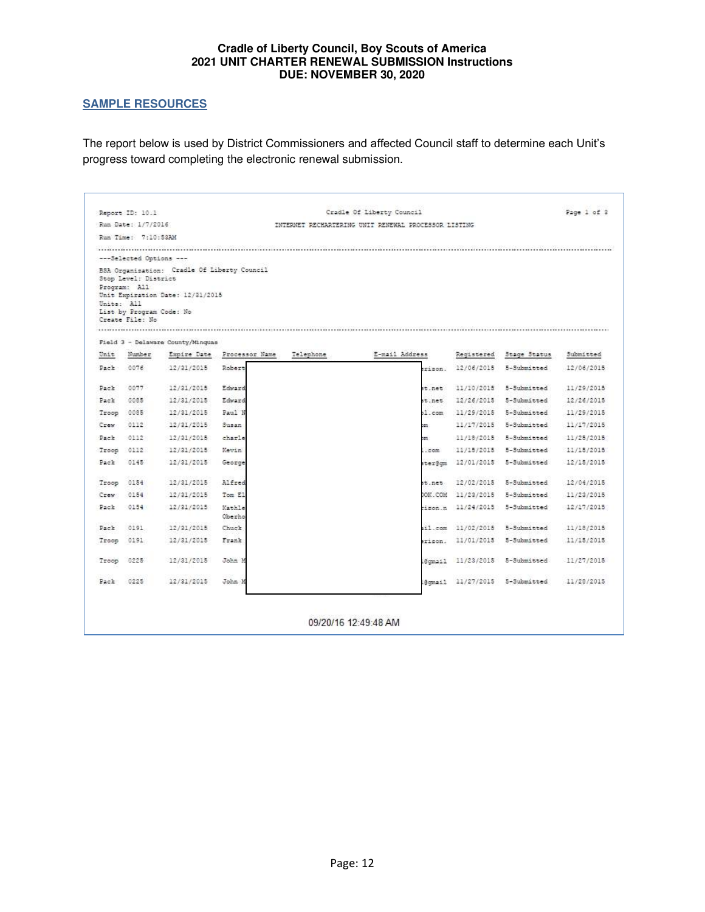**Cradle of Liberty Council, Boy Scouts of America**
**2021 UNIT CHARTER RENEWAL SUBMISSION Instructions**
**DUE: NOVEMBER 30, 2020**

## SAMPLE RESOURCES

The report below is used by District Commissioners and affected Council staff to determine each Unit's progress toward completing the electronic renewal submission.

```
Report ID: 10.1                         Cradle Of Liberty Council                                Page 1 of 3
Run Date: 1/7/2016          INTERNET RECHARTERING UNIT RENEWAL PROCESSOR LISTING
Run Time:  7:10:53AM

---Selected Options ---
BSA Organization:  Cradle Of Liberty Council
Stop Level: District
Program:  All
Unit Expiration Date: 12/31/2015
Units:  All
List by Program Code: No
Create File: No
```

Field 3 - Delaware County/Minquas

| Unit | Number | Expire Date | Processor Name | Telephone | E-mail Address | Registered | Stage Status | Submitted |
|---|---|---|---|---|---|---|---|---|
| Pack | 0076 | 12/31/2015 | Robert | | erizon. | 12/06/2015 | 5-Submitted | 12/06/2015 |
| Pack | 0077 | 12/31/2015 | Edward | | t.net | 11/10/2015 | 5-Submitted | 11/29/2015 |
| Pack | 0085 | 12/31/2015 | Edward | | t.net | 12/26/2015 | 5-Submitted | 12/26/2015 |
| Troop | 0085 | 12/31/2015 | Paul N | | l.com | 11/29/2015 | 5-Submitted | 11/29/2015 |
| Crew | 0112 | 12/31/2015 | Susan | | m | 11/17/2015 | 5-Submitted | 11/17/2015 |
| Pack | 0112 | 12/31/2015 | charle | | m | 11/18/2015 | 5-Submitted | 11/25/2015 |
| Troop | 0112 | 12/31/2015 | Kevin | | .com | 11/15/2015 | 5-Submitted | 11/15/2015 |
| Pack | 0145 | 12/31/2015 | George | | ter@gm | 12/01/2015 | 5-Submitted | 12/15/2015 |
| Troop | 0154 | 12/31/2015 | Alfred | | t.net | 12/02/2015 | 5-Submitted | 12/04/2015 |
| Crew | 0154 | 12/31/2015 | Tom El | | OK.COM | 11/23/2015 | 5-Submitted | 11/23/2015 |
| Pack | 0154 | 12/31/2015 | Kathle Oberho | | izon.n | 11/24/2015 | 5-Submitted | 12/17/2015 |
| Pack | 0191 | 12/31/2015 | Chuck | | il.com | 11/02/2015 | 5-Submitted | 11/18/2015 |
| Troop | 0191 | 12/31/2015 | Frank | | rizon. | 11/01/2015 | 5-Submitted | 11/15/2015 |
| Troop | 0225 | 12/31/2015 | John M | | @gmail | 11/23/2015 | 5-Submitted | 11/27/2015 |
| Pack | 0225 | 12/31/2015 | John M | | @gmail | 11/27/2015 | 5-Submitted | 11/28/2015 |

09/20/16 12:49:48 AM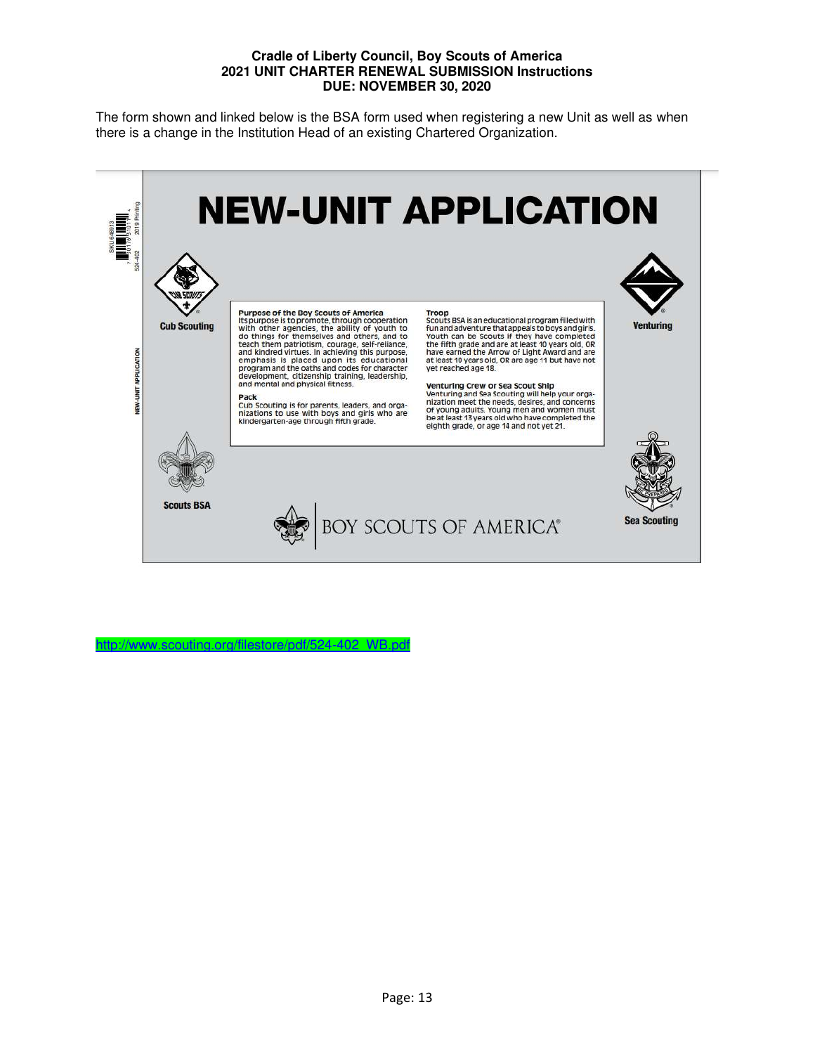**Cradle of Liberty Council, Boy Scouts of America**
**2021 UNIT CHARTER RENEWAL SUBMISSION Instructions**
**DUE: NOVEMBER 30, 2020**

The form shown and linked below is the BSA form used when registering a new Unit as well as when there is a change in the Institution Head of an existing Chartered Organization.

# NEW-UNIT APPLICATION

Cub Scouting

Venturing

**Purpose of the Boy Scouts of America**
Its purpose is to promote, through cooperation with other agencies, the ability of youth to do things for themselves and others, and to teach them patriotism, courage, self-reliance, and kindred virtues. In achieving this purpose, emphasis is placed upon its educational program and the oaths and codes for character development, citizenship training, leadership, and mental and physical fitness.

**Pack**
Cub Scouting is for parents, leaders, and organizations to use with boys and girls who are kindergarten-age through fifth grade.

**Troop**
Scouts BSA is an educational program filled with fun and adventure that appeals to boys and girls. Youth can be Scouts if they have completed the fifth grade and are at least 10 years old, OR have earned the Arrow of Light Award and are at least 10 years old, OR are age 11 but have not yet reached age 18.

**Venturing Crew or Sea Scout Ship**
Venturing and Sea Scouting will help your organization meet the needs, desires, and concerns of young adults. Young men and women must be at least 13 years old who have completed the eighth grade, or age 14 and not yet 21.

Scouts BSA

Sea Scouting

BOY SCOUTS OF AMERICA®

http://www.scouting.org/filestore/pdf/524-402_WB.pdf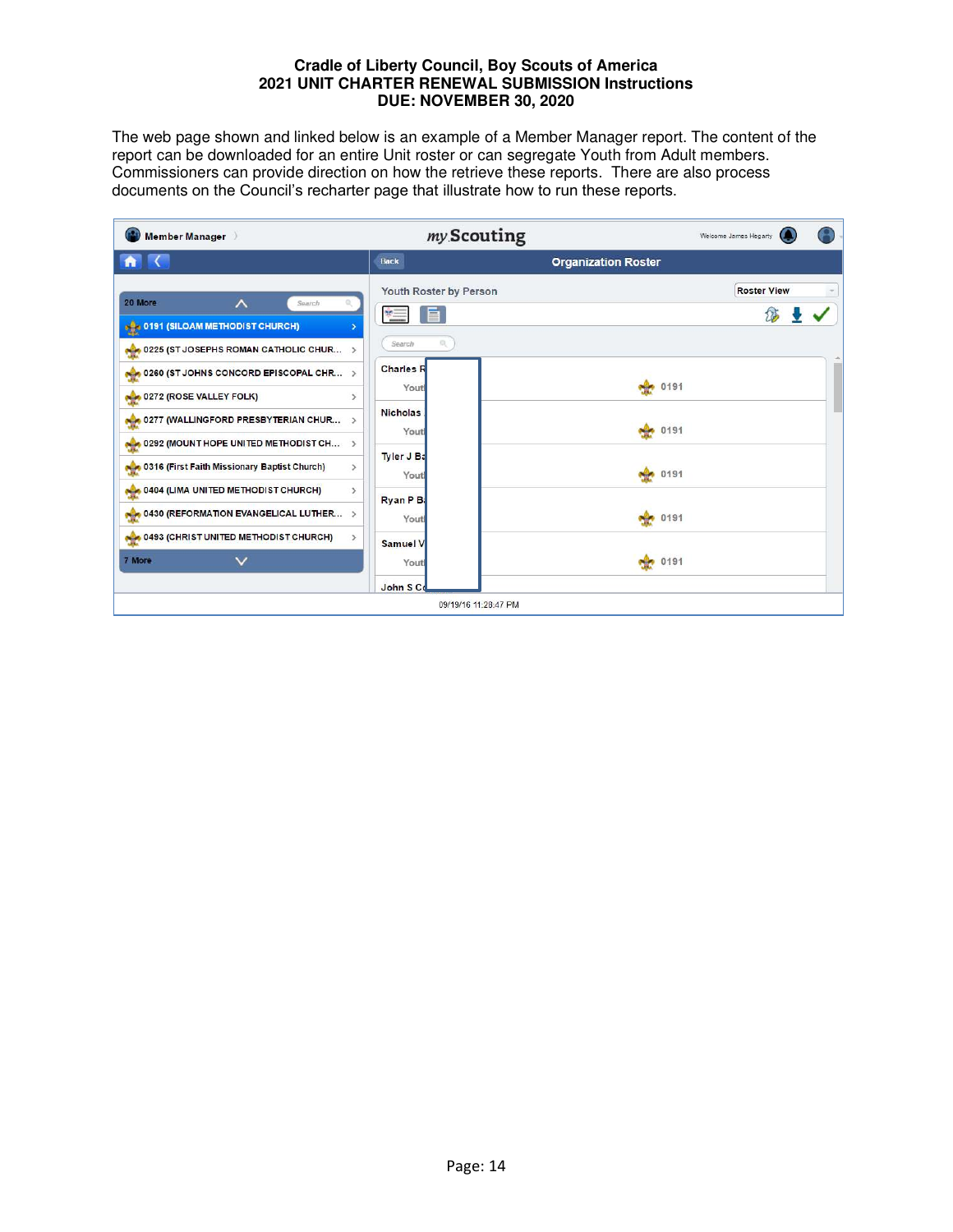**Cradle of Liberty Council, Boy Scouts of America**
**2021 UNIT CHARTER RENEWAL SUBMISSION Instructions**
**DUE: NOVEMBER 30, 2020**

The web page shown and linked below is an example of a Member Manager report. The content of the report can be downloaded for an entire Unit roster or can segregate Youth from Adult members. Commissioners can provide direction on how the retrieve these reports. There are also process documents on the Council's recharter page that illustrate how to run these reports.

Member Manager | myScouting | Welcome James Hegarty

Back | Organization Roster

20 More

- 0191 (SILOAM METHODIST CHURCH)
- 0225 (ST JOSEPHS ROMAN CATHOLIC CHUR...
- 0260 (ST JOHNS CONCORD EPISCOPAL CHR...
- 0272 (ROSE VALLEY FOLK)
- 0277 (WALLINGFORD PRESBYTERIAN CHUR...
- 0292 (MOUNT HOPE UNITED METHODIST CH...
- 0316 (First Faith Missionary Baptist Church)
- 0404 (LIMA UNITED METHODIST CHURCH)
- 0430 (REFORMATION EVANGELICAL LUTHER...
- 0493 (CHRIST UNITED METHODIST CHURCH)

7 More

Youth Roster by Person | Roster View

| Name | Unit |
|---|---|
| Charles R / Yout | 0191 |
| Nicholas / Yout | 0191 |
| Tyler J B / Yout | 0191 |
| Ryan P B / Yout | 0191 |
| Samuel V / Yout | 0191 |
| John S C | |

09/19/16 11:28:47 PM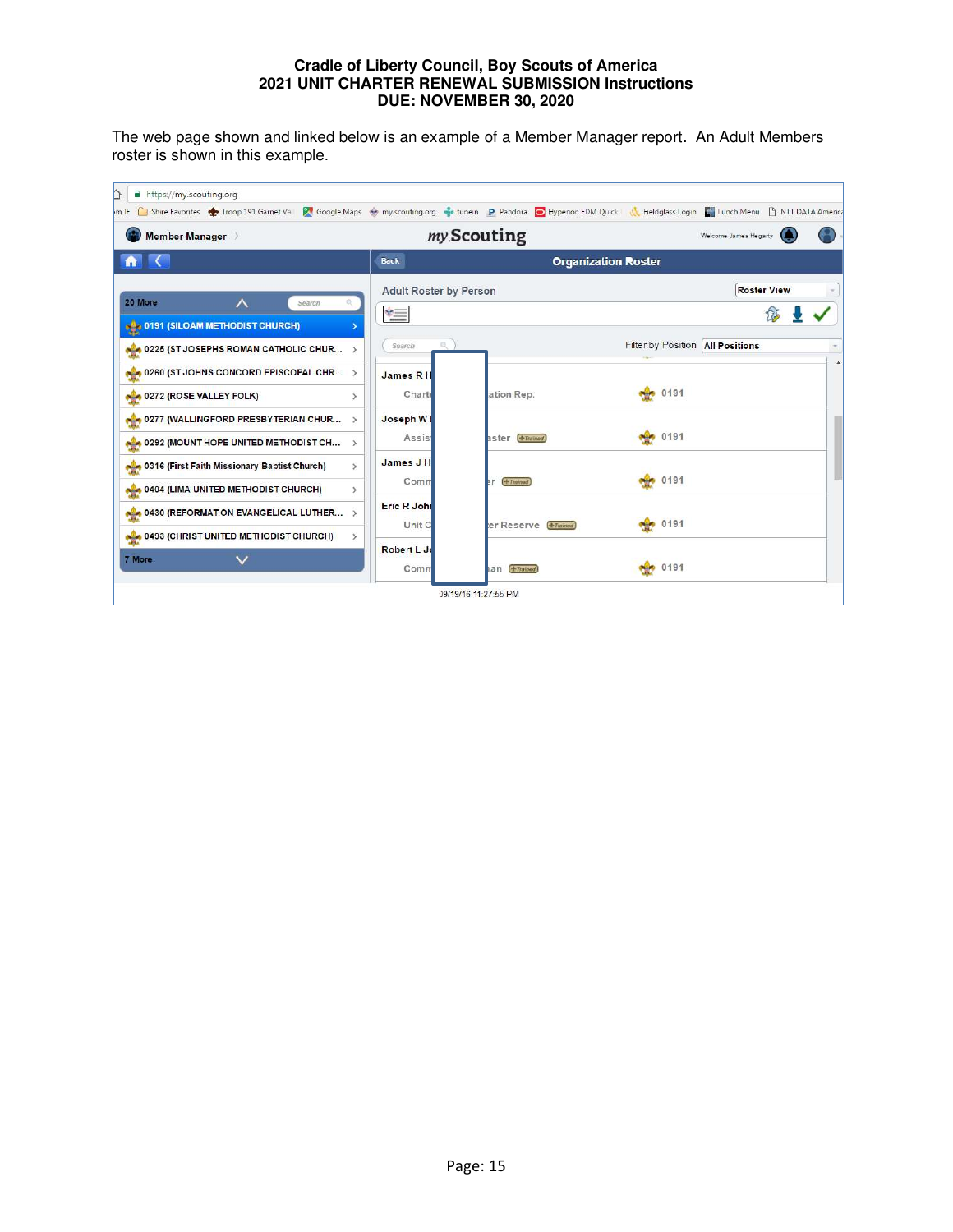# Cradle of Liberty Council, Boy Scouts of America
## 2021 UNIT CHARTER RENEWAL SUBMISSION Instructions
## DUE: NOVEMBER 30, 2020

The web page shown and linked below is an example of a Member Manager report. An Adult Members roster is shown in this example.

https://my.scouting.org

Member Manager | myScouting | Welcome James Hegarty

Back | Organization Roster

| Units |
|---|
| 20 More |
| 0191 (SILOAM METHODIST CHURCH) |
| 0225 (ST JOSEPHS ROMAN CATHOLIC CHUR... |
| 0260 (ST JOHNS CONCORD EPISCOPAL CHR... |
| 0272 (ROSE VALLEY FOLK) |
| 0277 (WALLINGFORD PRESBYTERIAN CHUR... |
| 0292 (MOUNT HOPE UNITED METHODIST CH... |
| 0316 (First Faith Missionary Baptist Church) |
| 0404 (LIMA UNITED METHODIST CHURCH) |
| 0430 (REFORMATION EVANGELICAL LUTHER... |
| 0493 (CHRIST UNITED METHODIST CHURCH) |
| 7 More |

Adult Roster by Person | Roster View

Filter by Position: All Positions

| Name | Position | Unit |
|---|---|---|
| James R H | Charte... ation Rep. | 0191 |
| Joseph W | Assis... aster (Trained) | 0191 |
| James J H | Comm... er (Trained) | 0191 |
| Eric R Joh | Unit C... er Reserve (Trained) | 0191 |
| Robert L J | Comm... an (Trained) | 0191 |

09/19/16 11:27:55 PM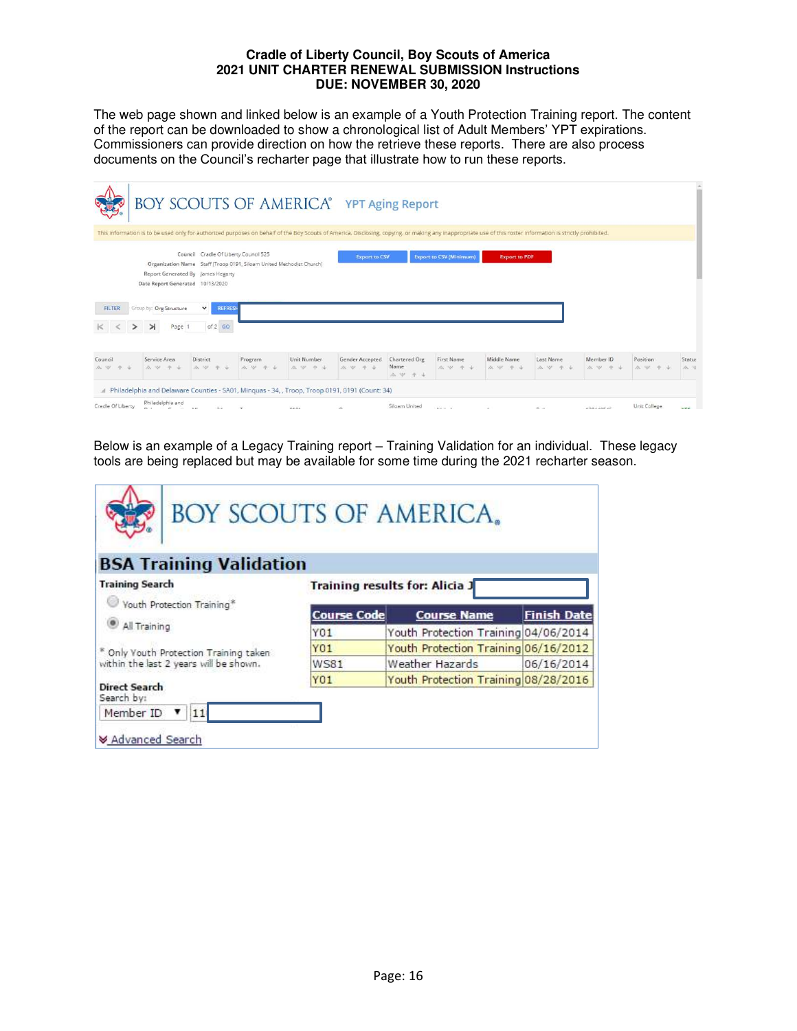**Cradle of Liberty Council, Boy Scouts of America**
**2021 UNIT CHARTER RENEWAL SUBMISSION Instructions**
**DUE: NOVEMBER 30, 2020**

The web page shown and linked below is an example of a Youth Protection Training report. The content of the report can be downloaded to show a chronological list of Adult Members' YPT expirations. Commissioners can provide direction on how the retrieve these reports. There are also process documents on the Council's recharter page that illustrate how to run these reports.

BOY SCOUTS OF AMERICA YPT Aging Report

This information is to be used only for authorized purposes on behalf of the Boy Scouts of America. Disclosing, copying, or making any inappropriate use of this roster information is strictly prohibited.

Council: Cradle Of Liberty Council 525
Organization Name: Staff (Troop 0191, Siloam United Methodist Church)
Report Generated By: James Hegarty
Date Report Generated: 10/13/2020

Export to CSV | Export to CSV (Minimum) | Export to PDF

FILTER | Group by: Org Structure | REFRESH

Page 1 of 2 GO

| Council | Service Area | District | Program | Unit Number | Gender Accepted | Chartered Org Name | First Name | Middle Name | Last Name | Member ID | Position | Status |
|---|---|---|---|---|---|---|---|---|---|---|---|---|

Philadelphia and Delaware Counties - SA01, Minquas - 34, , Troop, Troop 0191, 0191 (Count: 34)

Below is an example of a Legacy Training report – Training Validation for an individual. These legacy tools are being replaced but may be available for some time during the 2021 recharter season.

BOY SCOUTS OF AMERICA

**BSA Training Validation**

**Training Search**

- Youth Protection Training*
- All Training

\* Only Youth Protection Training taken within the last 2 years will be shown.

**Direct Search**
Search by: Member ID 11

Advanced Search

**Training results for: Alicia J**

| Course Code | Course Name | Finish Date |
|---|---|---|
| Y01 | Youth Protection Training | 04/06/2014 |
| Y01 | Youth Protection Training | 06/16/2012 |
| WS81 | Weather Hazards | 06/16/2014 |
| Y01 | Youth Protection Training | 08/28/2016 |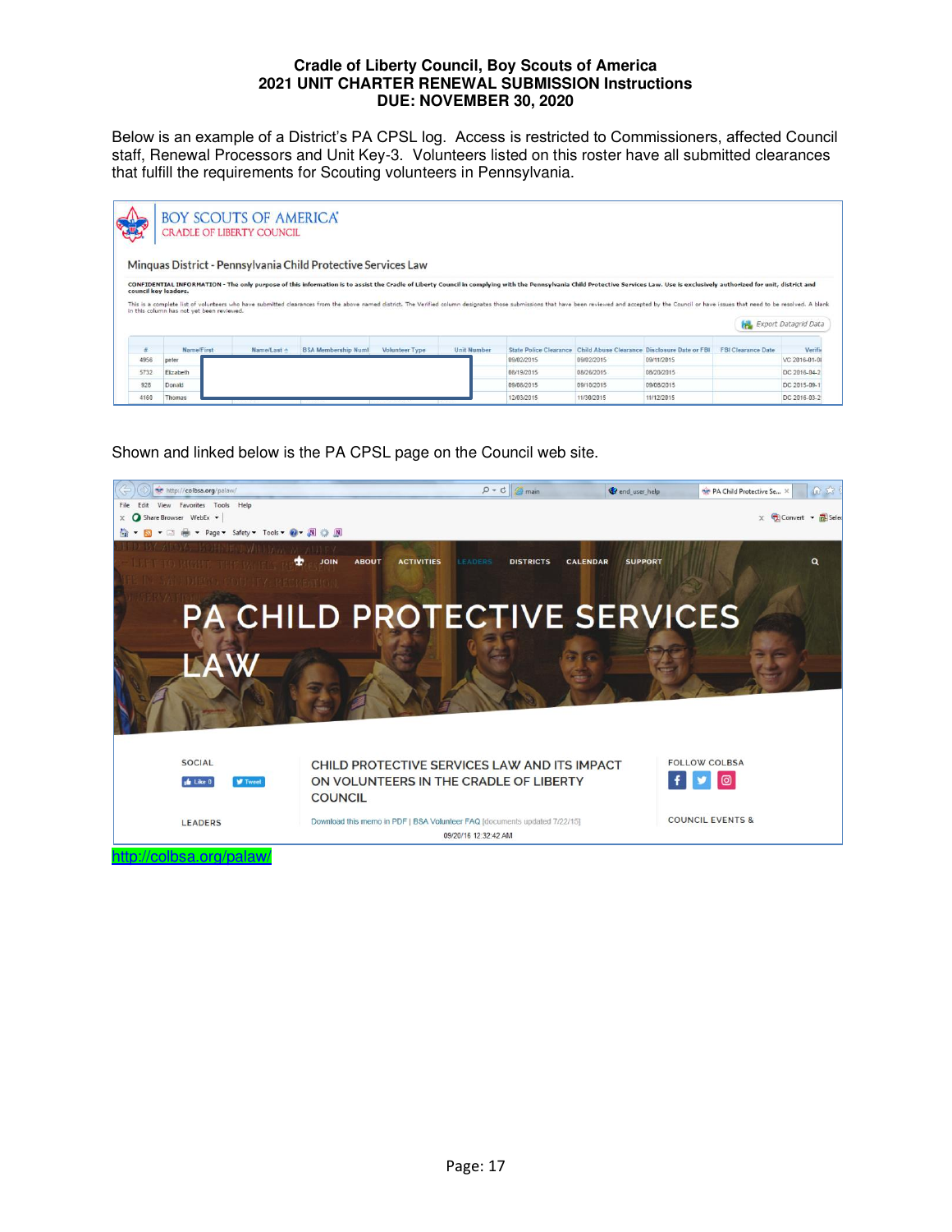**Cradle of Liberty Council, Boy Scouts of America**
**2021 UNIT CHARTER RENEWAL SUBMISSION Instructions**
**DUE: NOVEMBER 30, 2020**

Below is an example of a District's PA CPSL log. Access is restricted to Commissioners, affected Council staff, Renewal Processors and Unit Key-3. Volunteers listed on this roster have all submitted clearances that fulfill the requirements for Scouting volunteers in Pennsylvania.

BOY SCOUTS OF AMERICA
CRADLE OF LIBERTY COUNCIL

Minquas District - Pennsylvania Child Protective Services Law

CONFIDENTIAL INFORMATION - The only purpose of this information is to assist the Cradle of Liberty Council in complying with the Pennsylvania Child Protective Services Law. Use is exclusively authorized for unit, district and council key leaders.

This is a complete list of volunteers who have submitted clearances from the above named district. The Verified column designates those submissions that have been reviewed and accepted by the Council or have issues that need to be resolved. A blank in this column has not yet been reviewed.

Export Datagrid Data

| # | NameFirst | NameLast | BSA Membership Numl | Volunteer Type | Unit Number | State Police Clearance | Child Abuse Clearance | Disclosure Date or FBI | FBI Clearance Date | Verifi |
|---|---|---|---|---|---|---|---|---|---|---|
| 4956 | peter | | | | | 09/02/2015 | 09/02/2015 | 09/11/2015 | | VC 2016-01-0 |
| 5732 | Elizabeth | | | | | 06/19/2015 | 08/26/2015 | 08/20/2015 | | DC 2016-04-2 |
| 928 | Donald | | | | | 09/08/2015 | 09/10/2015 | 09/08/2015 | | DC 2015-09-1 |
| 4160 | Thomas | | | | | 12/03/2015 | 11/30/2015 | 11/12/2015 | | DC 2016-03-2 |

Shown and linked below is the PA CPSL page on the Council web site.

http://colbsa.org/palaw/

JOIN ABOUT ACTIVITIES LEADERS DISTRICTS CALENDAR SUPPORT

PA CHILD PROTECTIVE SERVICES LAW

SOCIAL

CHILD PROTECTIVE SERVICES LAW AND ITS IMPACT ON VOLUNTEERS IN THE CRADLE OF LIBERTY COUNCIL

Download this memo in PDF | BSA Volunteer FAQ [documents updated 7/22/15]

FOLLOW COLBSA

LEADERS

COUNCIL EVENTS &

09/20/16 12:32:42 AM

http://colbsa.org/palaw/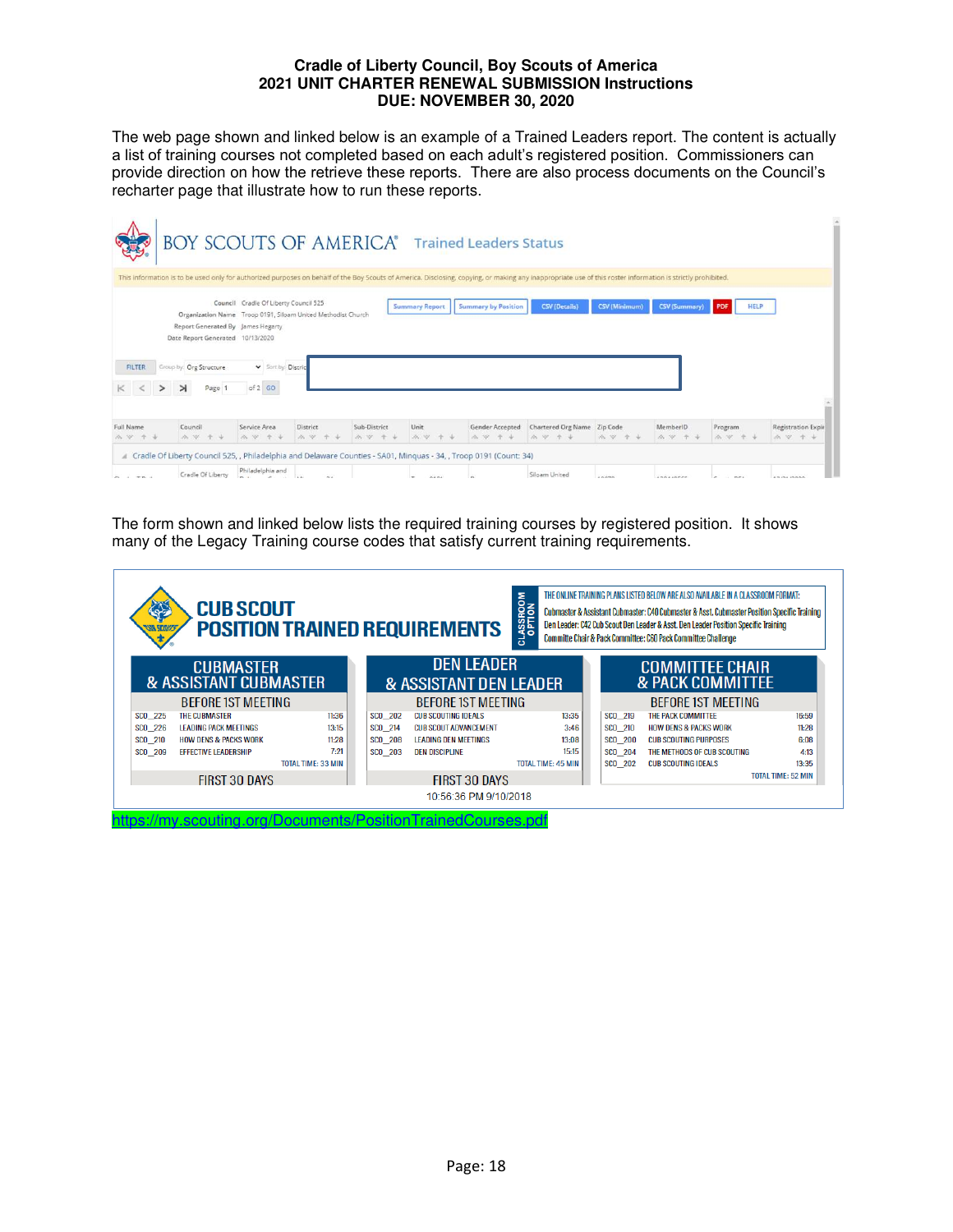**Cradle of Liberty Council, Boy Scouts of America**
**2021 UNIT CHARTER RENEWAL SUBMISSION Instructions**
**DUE: NOVEMBER 30, 2020**

The web page shown and linked below is an example of a Trained Leaders report. The content is actually a list of training courses not completed based on each adult's registered position. Commissioners can provide direction on how the retrieve these reports. There are also process documents on the Council's recharter page that illustrate how to run these reports.

BOY SCOUTS OF AMERICA® Trained Leaders Status

This information is to be used only for authorized purposes on behalf of the Boy Scouts of America. Disclosing, copying, or making any inappropriate use of this roster information is strictly prohibited.

Council: Cradle Of Liberty Council 525
Organization Name: Troop 0191, Siloam United Methodist Church
Report Generated By: James Hegarty
Date Report Generated: 10/13/2020

Summary Report | Summary by Position | CSV (Details) | CSV (Minimum) | CSV (Summary) | PDF | HELP

FILTER | Group by: Org Structure | Sort by: District

Page 1 of 2 GO

| Full Name | Council | Service Area | District | Sub-District | Unit | Gender Accepted | Chartered Org Name | Zip Code | MemberID | Program | Registration Expir |
|---|---|---|---|---|---|---|---|---|---|---|---|

Cradle Of Liberty Council 525, , Philadelphia and Delaware Counties - SA01, Minquas - 34, , Troop 0191 (Count: 34)

The form shown and linked below lists the required training courses by registered position. It shows many of the Legacy Training course codes that satisfy current training requirements.

**CUB SCOUT POSITION TRAINED REQUIREMENTS**

CLASSROOM OPTION: THE ONLINE TRAINING PLANS LISTED BELOW ARE ALSO AVAILABLE IN A CLASSROOM FORMAT:
Cubmaster & Assistant Cubmaster: C40 Cubmaster & Asst. Cubmaster Position Specific Training
Den Leader: C42 Cub Scout Den Leader & Asst. Den Leader Position Specific Training
Committe Chair & Pack Committee: C60 Pack Committee Challenge

**CUBMASTER & ASSISTANT CUBMASTER** — BEFORE 1ST MEETING

| Code | Course | Time |
|---|---|---|
| SCO_225 | THE CUBMASTER | 11:36 |
| SCO_226 | LEADING PACK MEETINGS | 13:15 |
| SCO_210 | HOW DENS & PACKS WORK | 11:28 |
| SCO_209 | EFFECTIVE LEADERSHIP | 7:21 |
| | TOTAL TIME: 33 MIN | |

FIRST 30 DAYS

**DEN LEADER & ASSISTANT DEN LEADER** — BEFORE 1ST MEETING

| Code | Course | Time |
|---|---|---|
| SCO_202 | CUB SCOUTING IDEALS | 13:35 |
| SCO_214 | CUB SCOUT ADVANCEMENT | 3:46 |
| SCO_208 | LEADING DEN MEETINGS | 13:08 |
| SCO_203 | DEN DISCIPLINE | 15:15 |
| | TOTAL TIME: 45 MIN | |

FIRST 30 DAYS

**COMMITTEE CHAIR & PACK COMMITTEE** — BEFORE 1ST MEETING

| Code | Course | Time |
|---|---|---|
| SCO_219 | THE PACK COMMITTEE | 16:59 |
| SCO_210 | HOW DENS & PACKS WORK | 11:28 |
| SCO_200 | CUB SCOUTING PURPOSES | 6:08 |
| SCO_204 | THE METHODS OF CUB SCOUTING | 4:13 |
| SCO_202 | CUB SCOUTING IDEALS | 13:35 |
| | TOTAL TIME: 52 MIN | |

10:56:36 PM 9/10/2018

https://my.scouting.org/Documents/PositionTrainedCourses.pdf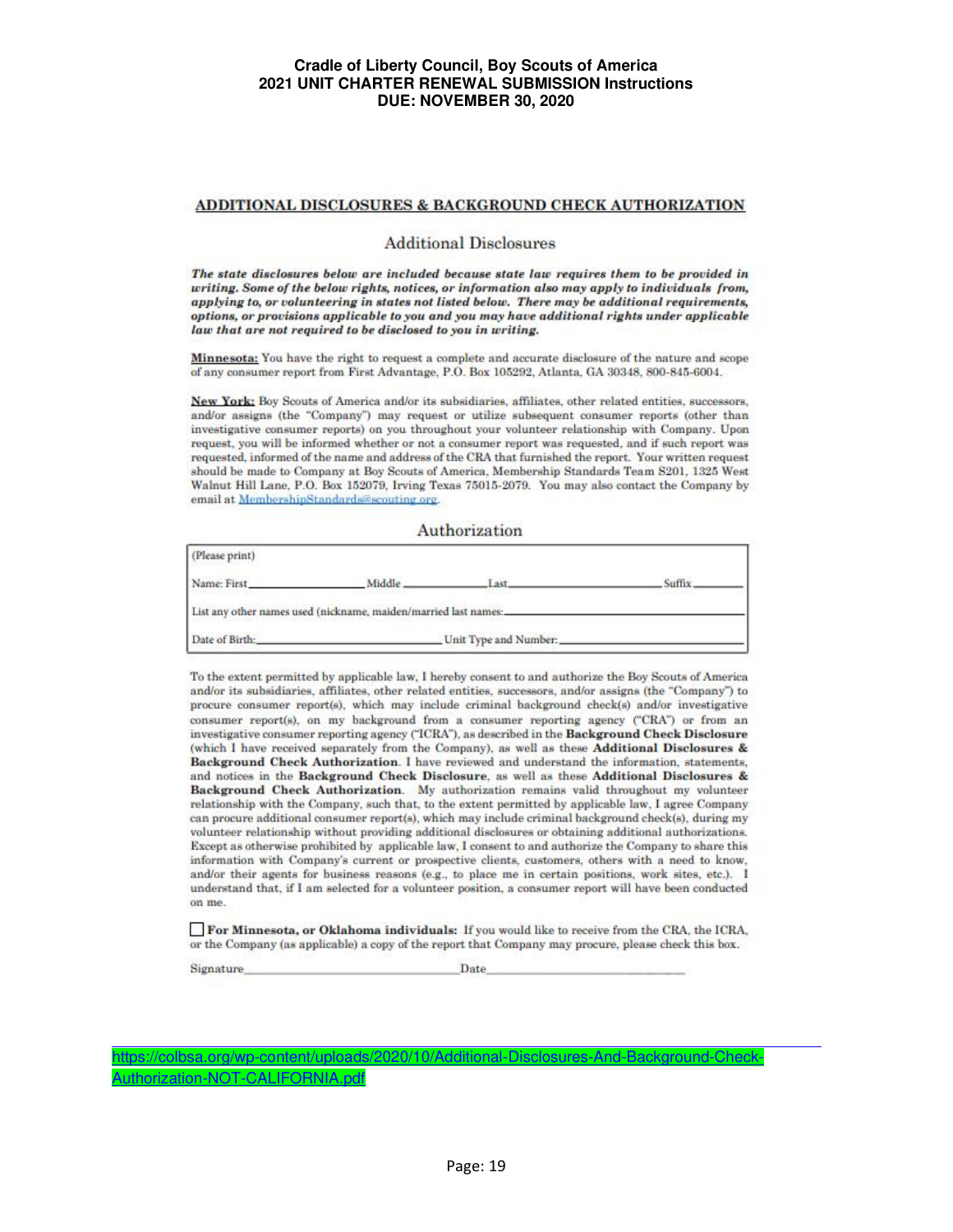**Cradle of Liberty Council, Boy Scouts of America**
**2021 UNIT CHARTER RENEWAL SUBMISSION Instructions**
**DUE: NOVEMBER 30, 2020**

## ADDITIONAL DISCLOSURES & BACKGROUND CHECK AUTHORIZATION

### Additional Disclosures

***The state disclosures below are included because state law requires them to be provided in writing. Some of the below rights, notices, or information also may apply to individuals from, applying to, or volunteering in states not listed below. There may be additional requirements, options, or provisions applicable to you and you may have additional rights under applicable law that are not required to be disclosed to you in writing.***

**Minnesota:** You have the right to request a complete and accurate disclosure of the nature and scope of any consumer report from First Advantage, P.O. Box 105292, Atlanta, GA 30348, 800-845-6004.

**New York:** Boy Scouts of America and/or its subsidiaries, affiliates, other related entities, successors, and/or assigns (the "Company") may request or utilize subsequent consumer reports (other than investigative consumer reports) on you throughout your volunteer relationship with Company. Upon request, you will be informed whether or not a consumer report was requested, and if such report was requested, informed of the name and address of the CRA that furnished the report. Your written request should be made to Company at Boy Scouts of America, Membership Standards Team S201, 1325 West Walnut Hill Lane, P.O. Box 152079, Irving Texas 75015-2079. You may also contact the Company by email at MembershipStandards@scouting.org.

### Authorization

(Please print)

Name: First\_\_\_\_\_\_\_\_\_\_\_\_\_\_\_\_ Middle \_\_\_\_\_\_\_\_\_\_\_\_\_\_ Last\_\_\_\_\_\_\_\_\_\_\_\_\_\_\_\_\_\_\_\_ Suffix \_\_\_\_\_\_\_\_

List any other names used (nickname, maiden/married last names: \_\_\_\_\_\_\_\_\_\_\_\_\_\_\_\_\_\_\_\_\_\_\_\_\_\_\_\_

Date of Birth: \_\_\_\_\_\_\_\_\_\_\_\_\_\_\_\_\_\_\_\_\_\_\_\_ Unit Type and Number: \_\_\_\_\_\_\_\_\_\_\_\_\_\_\_\_\_\_\_\_\_\_\_\_

To the extent permitted by applicable law, I hereby consent to and authorize the Boy Scouts of America and/or its subsidiaries, affiliates, other related entities, successors, and/or assigns (the "Company") to procure consumer report(s), which may include criminal background check(s) and/or investigative consumer report(s), on my background from a consumer reporting agency ("CRA") or from an investigative consumer reporting agency ("ICRA"), as described in the **Background Check Disclosure** (which I have received separately from the Company), as well as these **Additional Disclosures & Background Check Authorization**. I have reviewed and understand the information, statements, and notices in the **Background Check Disclosure**, as well as these **Additional Disclosures & Background Check Authorization**. My authorization remains valid throughout my volunteer relationship with the Company, such that, to the extent permitted by applicable law, I agree Company can procure additional consumer report(s), which may include criminal background check(s), during my volunteer relationship without providing additional disclosures or obtaining additional authorizations. Except as otherwise prohibited by applicable law, I consent to and authorize the Company to share this information with Company's current or prospective clients, customers, others with a need to know, and/or their agents for business reasons (e.g., to place me in certain positions, work sites, etc.). I understand that, if I am selected for a volunteer position, a consumer report will have been conducted on me.

☐ **For Minnesota, or Oklahoma individuals:** If you would like to receive from the CRA, the ICRA, or the Company (as applicable) a copy of the report that Company may procure, please check this box.

Signature\_\_\_\_\_\_\_\_\_\_\_\_\_\_\_\_\_\_\_\_\_\_\_\_\_\_\_\_ Date\_\_\_\_\_\_\_\_\_\_\_\_\_\_\_\_\_\_\_\_\_\_\_\_

https://colbsa.org/wp-content/uploads/2020/10/Additional-Disclosures-And-Background-Check-Authorization-NOT-CALIFORNIA.pdf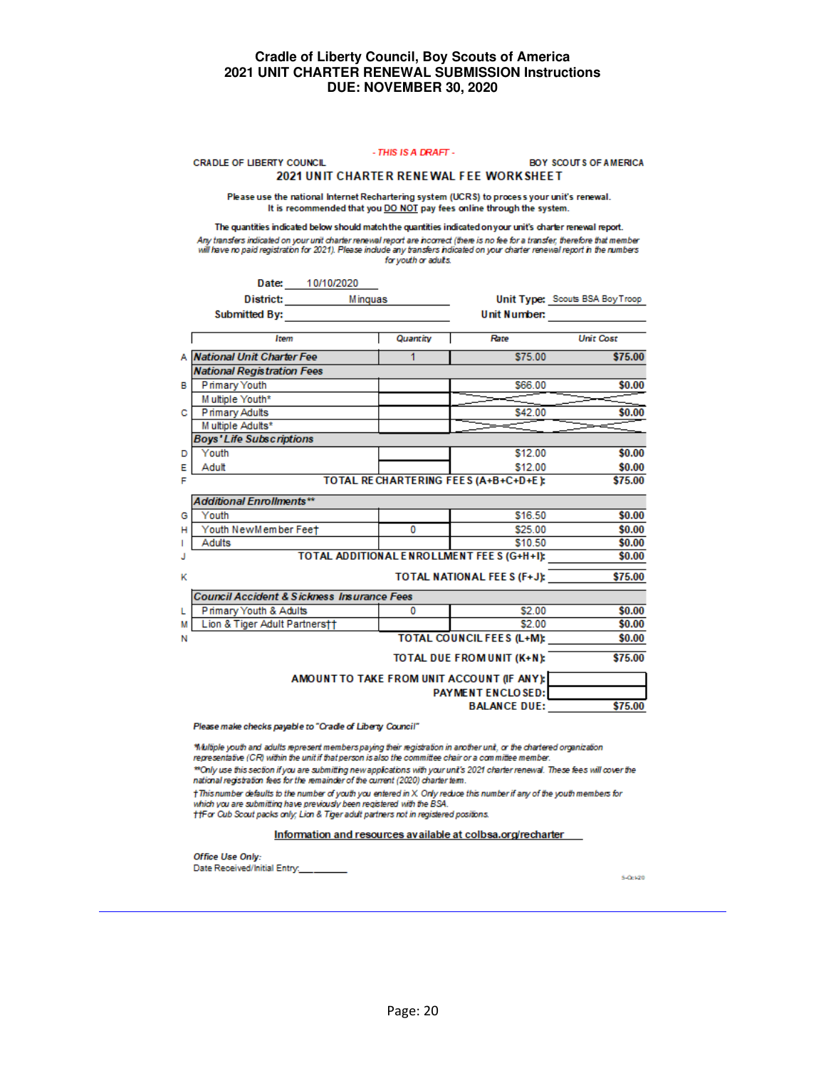# Cradle of Liberty Council, Boy Scouts of America
## 2021 UNIT CHARTER RENEWAL SUBMISSION Instructions
## DUE: NOVEMBER 30, 2020

*- THIS IS A DRAFT -*

CRADLE OF LIBERTY COUNCIL    BOY SCOUTS OF AMERICA

### 2021 UNIT CHARTER RENEWAL FEE WORKSHEET

**Please use the national Internet Rechartering system (UCRS) to process your unit's renewal.**
**It is recommended that you DO NOT pay fees online through the system.**

**The quantities indicated below should match the quantities indicated on your unit's charter renewal report.**
*Any transfers indicated on your unit charter renewal report are incorrect (there is no fee for a transfer, therefore that member will have no paid registration for 2021). Please include any transfers indicated on your charter renewal report in the numbers for youth or adults.*

**Date:** 10/10/2020
**District:** Minquas
**Submitted By:**
**Unit Type:** Scouts BSA Boy Troop
**Unit Number:**

| | Item | Quantity | Rate | Unit Cost |
|---|---|---|---|---|
| A | ***National Unit Charter Fee*** | 1 | $75.00 | **$75.00** |
| | ***National Registration Fees*** | | | |
| B | Primary Youth | | $66.00 | **$0.00** |
| | Multiple Youth* | | | |
| C | Primary Adults | | $42.00 | **$0.00** |
| | Multiple Adults* | | | |
| | ***Boys' Life Subscriptions*** | | | |
| D | Youth | | $12.00 | **$0.00** |
| E | Adult | | $12.00 | **$0.00** |
| F | **TOTAL RECHARTERING FEES (A+B+C+D+E):** | | | **$75.00** |
| | ***Additional Enrollments**** | | | |
| G | Youth | | $16.50 | **$0.00** |
| H | Youth New Member Fee† | 0 | $25.00 | **$0.00** |
| I | Adults | | $10.50 | **$0.00** |
| J | **TOTAL ADDITIONAL ENROLLMENT FEES (G+H+I):** | | | **$0.00** |
| K | **TOTAL NATIONAL FEES (F+J):** | | | **$75.00** |
| | ***Council Accident & Sickness Insurance Fees*** | | | |
| L | Primary Youth & Adults | 0 | $2.00 | **$0.00** |
| M | Lion & Tiger Adult Partners†† | | $2.00 | **$0.00** |
| N | **TOTAL COUNCIL FEES (L+M):** | | | **$0.00** |
| | **TOTAL DUE FROM UNIT (K+N):** | | | **$75.00** |
| | **AMOUNT TO TAKE FROM UNIT ACCOUNT (IF ANY):** | | | |
| | **PAYMENT ENCLOSED:** | | | |
| | **BALANCE DUE:** | | | **$75.00** |

*Please make checks payable to "Cradle of Liberty Council"*

*Multiple youth and adults represent members paying their registration in another unit, or the chartered organization representative (CR) within the unit if that person is also the committee chair or a committee member.

**Only use this section if you are submitting new applications with your unit's 2021 charter renewal. These fees will cover the national registration fees for the remainder of the current (2020) charter term.

† This number defaults to the number of youth you entered in X. Only reduce this number if any of the youth members for which you are submitting have previously been registered with the BSA.

††For Cub Scout packs only; Lion & Tiger adult partners not in registered positions.

**Information and resources available at colbsa.org/recharter**

*Office Use Only:*
Date Received/Initial Entry:________

5-Oct-20